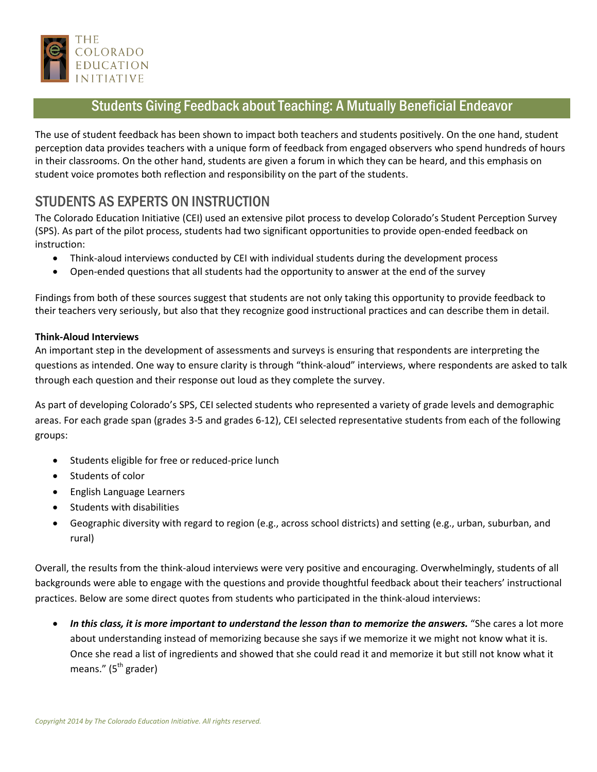THE COLORADO EDUCATION INITIATIVE

# Students Giving Feedback about Teaching: A Mutually Beneficial Endeavor

The use of student feedback has been shown to impact both teachers and students positively. On the one hand, student perception data provides teachers with a unique form of feedback from engaged observers who spend hundreds of hours in their classrooms. On the other hand, students are given a forum in which they can be heard, and this emphasis on student voice promotes both reflection and responsibility on the part of the students.

## STUDENTS AS EXPERTS ON INSTRUCTION

The Colorado Education Initiative (CEI) used an extensive pilot process to develop Colorado's Student Perception Survey (SPS). As part of the pilot process, students had two significant opportunities to provide open-ended feedback on instruction:

- Think-aloud interviews conducted by CEI with individual students during the development process
- Open-ended questions that all students had the opportunity to answer at the end of the survey

Findings from both of these sources suggest that students are not only taking this opportunity to provide feedback to their teachers very seriously, but also that they recognize good instructional practices and can describe them in detail.

### Think-Aloud Interviews

An important step in the development of assessments and surveys is ensuring that respondents are interpreting the questions as intended. One way to ensure clarity is through "think-aloud" interviews, where respondents are asked to talk through each question and their response out loud as they complete the survey.

As part of developing Colorado's SPS, CEI selected students who represented a variety of grade levels and demographic areas. For each grade span (grades 3-5 and grades 6-12), CEI selected representative students from each of the following groups:

- Students eligible for free or reduced-price lunch
- Students of color
- English Language Learners
- Students with disabilities
- Geographic diversity with regard to region (e.g., across school districts) and setting (e.g., urban, suburban, and rural)

Overall, the results from the think-aloud interviews were very positive and encouraging. Overwhelmingly, students of all backgrounds were able to engage with the questions and provide thoughtful feedback about their teachers' instructional practices. Below are some direct quotes from students who participated in the think-aloud interviews:

- ***In this class, it is more important to understand the lesson than to memorize the answers.*** "She cares a lot more about understanding instead of memorizing because she says if we memorize it we might not know what it is. Once she read a list of ingredients and showed that she could read it and memorize it but still not know what it means." (5th grader)

*Copyright 2014 by The Colorado Education Initiative. All rights reserved.*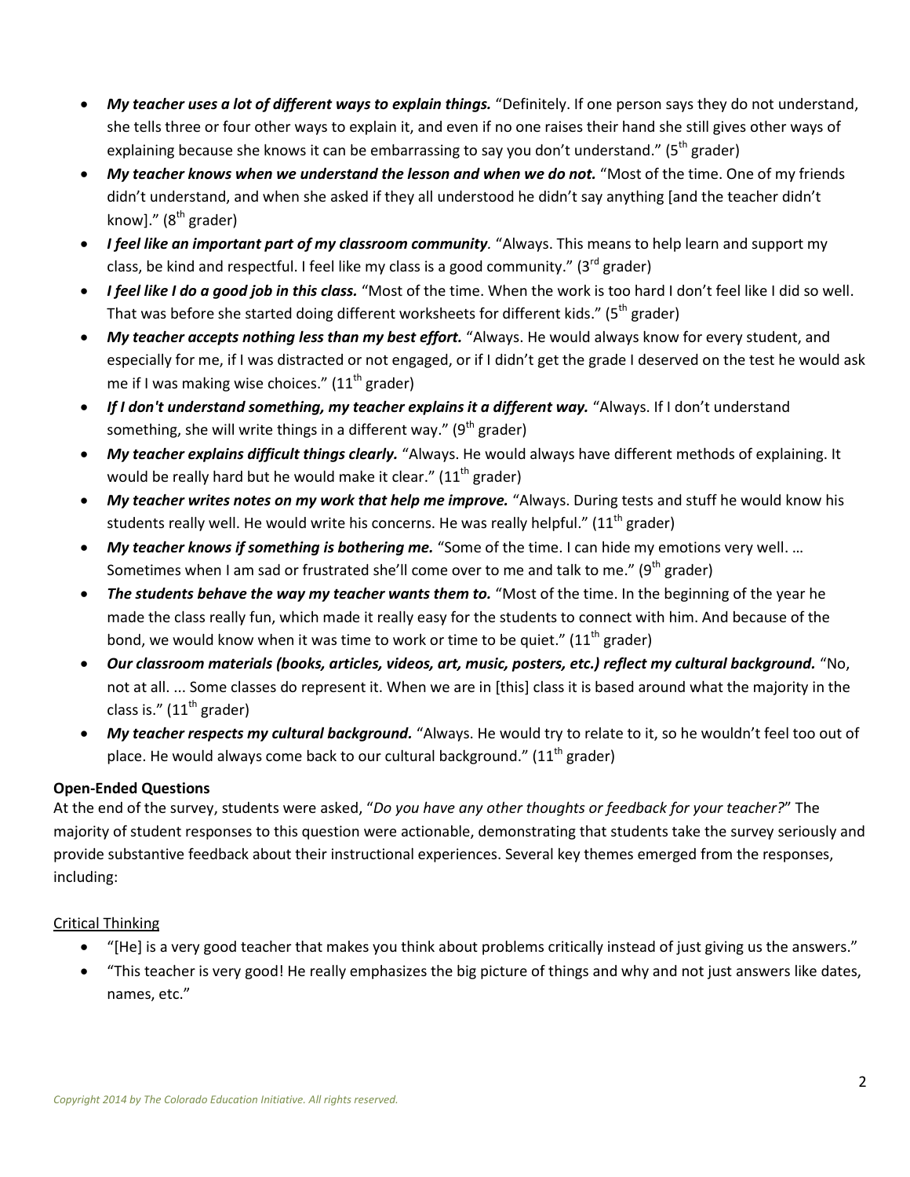- ***My teacher uses a lot of different ways to explain things.*** "Definitely. If one person says they do not understand, she tells three or four other ways to explain it, and even if no one raises their hand she still gives other ways of explaining because she knows it can be embarrassing to say you don't understand." (5th grader)
- ***My teacher knows when we understand the lesson and when we do not.*** "Most of the time. One of my friends didn't understand, and when she asked if they all understood he didn't say anything [and the teacher didn't know]." (8th grader)
- ***I feel like an important part of my classroom community.*** "Always. This means to help learn and support my class, be kind and respectful. I feel like my class is a good community." (3rd grader)
- ***I feel like I do a good job in this class.*** "Most of the time. When the work is too hard I don't feel like I did so well. That was before she started doing different worksheets for different kids." (5th grader)
- ***My teacher accepts nothing less than my best effort.*** "Always. He would always know for every student, and especially for me, if I was distracted or not engaged, or if I didn't get the grade I deserved on the test he would ask me if I was making wise choices." (11th grader)
- ***If I don't understand something, my teacher explains it a different way.*** "Always. If I don't understand something, she will write things in a different way." (9th grader)
- ***My teacher explains difficult things clearly.*** "Always. He would always have different methods of explaining. It would be really hard but he would make it clear." (11th grader)
- ***My teacher writes notes on my work that help me improve.*** "Always. During tests and stuff he would know his students really well. He would write his concerns. He was really helpful." (11th grader)
- ***My teacher knows if something is bothering me.*** "Some of the time. I can hide my emotions very well. … Sometimes when I am sad or frustrated she'll come over to me and talk to me." (9th grader)
- ***The students behave the way my teacher wants them to.*** "Most of the time. In the beginning of the year he made the class really fun, which made it really easy for the students to connect with him. And because of the bond, we would know when it was time to work or time to be quiet." (11th grader)
- ***Our classroom materials (books, articles, videos, art, music, posters, etc.) reflect my cultural background.*** "No, not at all. ... Some classes do represent it. When we are in [this] class it is based around what the majority in the class is." (11th grader)
- ***My teacher respects my cultural background.*** "Always. He would try to relate to it, so he wouldn't feel too out of place. He would always come back to our cultural background." (11th grader)

**Open-Ended Questions**

At the end of the survey, students were asked, "*Do you have any other thoughts or feedback for your teacher?*" The majority of student responses to this question were actionable, demonstrating that students take the survey seriously and provide substantive feedback about their instructional experiences. Several key themes emerged from the responses, including:

Critical Thinking

- "[He] is a very good teacher that makes you think about problems critically instead of just giving us the answers."
- "This teacher is very good! He really emphasizes the big picture of things and why and not just answers like dates, names, etc."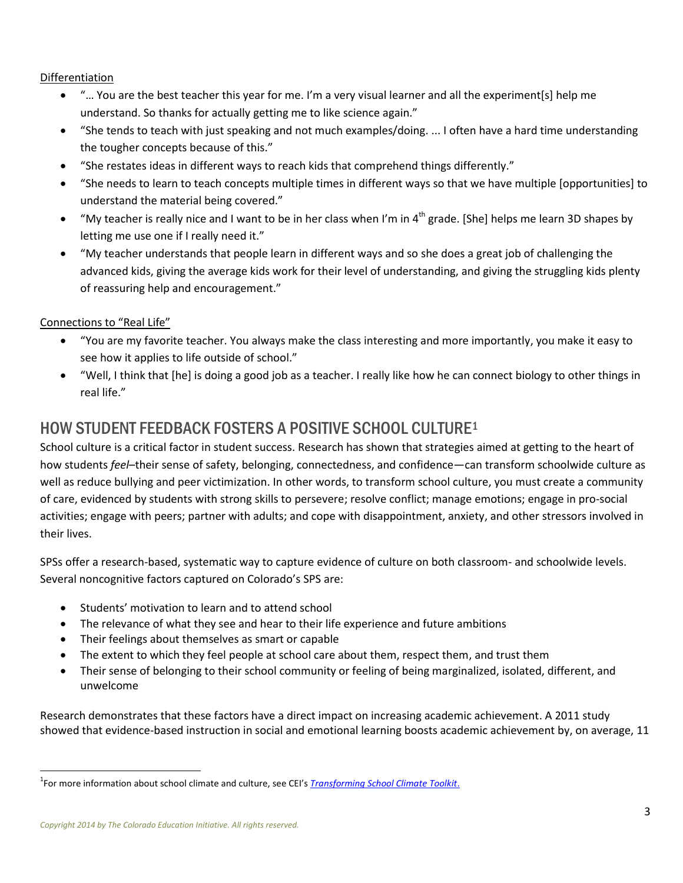Differentiation

- "… You are the best teacher this year for me. I'm a very visual learner and all the experiment[s] help me understand. So thanks for actually getting me to like science again."
- "She tends to teach with just speaking and not much examples/doing. ... I often have a hard time understanding the tougher concepts because of this."
- "She restates ideas in different ways to reach kids that comprehend things differently."
- "She needs to learn to teach concepts multiple times in different ways so that we have multiple [opportunities] to understand the material being covered."
- "My teacher is really nice and I want to be in her class when I'm in 4th grade. [She] helps me learn 3D shapes by letting me use one if I really need it."
- "My teacher understands that people learn in different ways and so she does a great job of challenging the advanced kids, giving the average kids work for their level of understanding, and giving the struggling kids plenty of reassuring help and encouragement."

Connections to "Real Life"

- "You are my favorite teacher. You always make the class interesting and more importantly, you make it easy to see how it applies to life outside of school."
- "Well, I think that [he] is doing a good job as a teacher. I really like how he can connect biology to other things in real life."

## HOW STUDENT FEEDBACK FOSTERS A POSITIVE SCHOOL CULTURE[1]

School culture is a critical factor in student success. Research has shown that strategies aimed at getting to the heart of how students *feel*–their sense of safety, belonging, connectedness, and confidence—can transform schoolwide culture as well as reduce bullying and peer victimization. In other words, to transform school culture, you must create a community of care, evidenced by students with strong skills to persevere; resolve conflict; manage emotions; engage in pro-social activities; engage with peers; partner with adults; and cope with disappointment, anxiety, and other stressors involved in their lives.

SPSs offer a research-based, systematic way to capture evidence of culture on both classroom- and schoolwide levels. Several noncognitive factors captured on Colorado's SPS are:

- Students' motivation to learn and to attend school
- The relevance of what they see and hear to their life experience and future ambitions
- Their feelings about themselves as smart or capable
- The extent to which they feel people at school care about them, respect them, and trust them
- Their sense of belonging to their school community or feeling of being marginalized, isolated, different, and unwelcome

Research demonstrates that these factors have a direct impact on increasing academic achievement. A 2011 study showed that evidence-based instruction in social and emotional learning boosts academic achievement by, on average, 11

[1] For more information about school climate and culture, see CEI's *Transforming School Climate Toolkit*.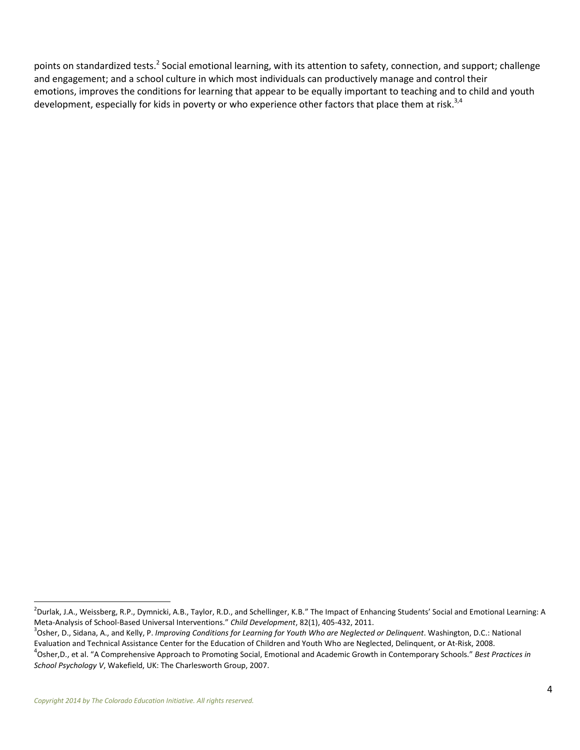points on standardized tests.[2] Social emotional learning, with its attention to safety, connection, and support; challenge and engagement; and a school culture in which most individuals can productively manage and control their emotions, improves the conditions for learning that appear to be equally important to teaching and to child and youth development, especially for kids in poverty or who experience other factors that place them at risk.[3,4]

---

[2] Durlak, J.A., Weissberg, R.P., Dymnicki, A.B., Taylor, R.D., and Schellinger, K.B." The Impact of Enhancing Students' Social and Emotional Learning: A Meta-Analysis of School-Based Universal Interventions." *Child Development*, 82(1), 405-432, 2011.

[3] Osher, D., Sidana, A., and Kelly, P. *Improving Conditions for Learning for Youth Who are Neglected or Delinquent*. Washington, D.C.: National Evaluation and Technical Assistance Center for the Education of Children and Youth Who are Neglected, Delinquent, or At-Risk, 2008.

[4] Osher,D., et al. "A Comprehensive Approach to Promoting Social, Emotional and Academic Growth in Contemporary Schools." *Best Practices in School Psychology V*, Wakefield, UK: The Charlesworth Group, 2007.

*Copyright 2014 by The Colorado Education Initiative. All rights reserved.*